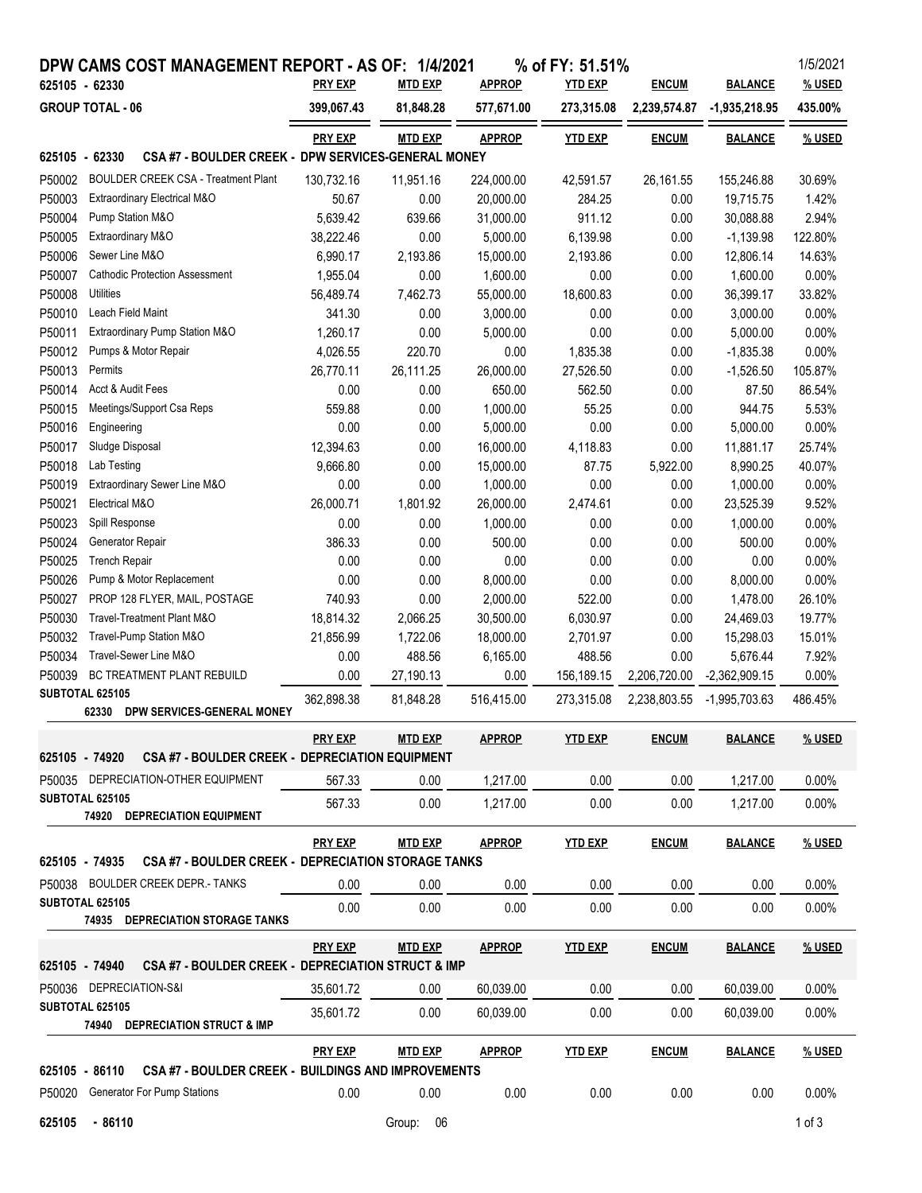# DPW CAMS COST MANAGEMENT REPORT - AS OF: 1/4/2021 % of FY: 51.51%

1/5/2021

| 625105 - 62330 | PRY EXP | MTD EXP | APPROP | YTD EXP | ENCUM | BALANCE | % USED |
|---|---|---|---|---|---|---|---|
| **GROUP TOTAL - 06** | 399,067.43 | 81,848.28 | 577,671.00 | 273,315.08 | 2,239,574.87 | -1,935,218.95 | 435.00% |

## 625105 - 62330 CSA #7 - BOULDER CREEK - DPW SERVICES-GENERAL MONEY

| | | PRY EXP | MTD EXP | APPROP | YTD EXP | ENCUM | BALANCE | % USED |
|---|---|---|---|---|---|---|---|---|
| P50002 | BOULDER CREEK CSA - Treatment Plant | 130,732.16 | 11,951.16 | 224,000.00 | 42,591.57 | 26,161.55 | 155,246.88 | 30.69% |
| P50003 | Extraordinary Electrical M&O | 50.67 | 0.00 | 20,000.00 | 284.25 | 0.00 | 19,715.75 | 1.42% |
| P50004 | Pump Station M&O | 5,639.42 | 639.66 | 31,000.00 | 911.12 | 0.00 | 30,088.88 | 2.94% |
| P50005 | Extraordinary M&O | 38,222.46 | 0.00 | 5,000.00 | 6,139.98 | 0.00 | -1,139.98 | 122.80% |
| P50006 | Sewer Line M&O | 6,990.17 | 2,193.86 | 15,000.00 | 2,193.86 | 0.00 | 12,806.14 | 14.63% |
| P50007 | Cathodic Protection Assessment | 1,955.04 | 0.00 | 1,600.00 | 0.00 | 0.00 | 1,600.00 | 0.00% |
| P50008 | Utilities | 56,489.74 | 7,462.73 | 55,000.00 | 18,600.83 | 0.00 | 36,399.17 | 33.82% |
| P50010 | Leach Field Maint | 341.30 | 0.00 | 3,000.00 | 0.00 | 0.00 | 3,000.00 | 0.00% |
| P50011 | Extraordinary Pump Station M&O | 1,260.17 | 0.00 | 5,000.00 | 0.00 | 0.00 | 5,000.00 | 0.00% |
| P50012 | Pumps & Motor Repair | 4,026.55 | 220.70 | 0.00 | 1,835.38 | 0.00 | -1,835.38 | 0.00% |
| P50013 | Permits | 26,770.11 | 26,111.25 | 26,000.00 | 27,526.50 | 0.00 | -1,526.50 | 105.87% |
| P50014 | Acct & Audit Fees | 0.00 | 0.00 | 650.00 | 562.50 | 0.00 | 87.50 | 86.54% |
| P50015 | Meetings/Support Csa Reps | 559.88 | 0.00 | 1,000.00 | 55.25 | 0.00 | 944.75 | 5.53% |
| P50016 | Engineering | 0.00 | 0.00 | 5,000.00 | 0.00 | 0.00 | 5,000.00 | 0.00% |
| P50017 | Sludge Disposal | 12,394.63 | 0.00 | 16,000.00 | 4,118.83 | 0.00 | 11,881.17 | 25.74% |
| P50018 | Lab Testing | 9,666.80 | 0.00 | 15,000.00 | 87.75 | 5,922.00 | 8,990.25 | 40.07% |
| P50019 | Extraordinary Sewer Line M&O | 0.00 | 0.00 | 1,000.00 | 0.00 | 0.00 | 1,000.00 | 0.00% |
| P50021 | Electrical M&O | 26,000.71 | 1,801.92 | 26,000.00 | 2,474.61 | 0.00 | 23,525.39 | 9.52% |
| P50023 | Spill Response | 0.00 | 0.00 | 1,000.00 | 0.00 | 0.00 | 1,000.00 | 0.00% |
| P50024 | Generator Repair | 386.33 | 0.00 | 500.00 | 0.00 | 0.00 | 500.00 | 0.00% |
| P50025 | Trench Repair | 0.00 | 0.00 | 0.00 | 0.00 | 0.00 | 0.00 | 0.00% |
| P50026 | Pump & Motor Replacement | 0.00 | 0.00 | 8,000.00 | 0.00 | 0.00 | 8,000.00 | 0.00% |
| P50027 | PROP 128 FLYER, MAIL, POSTAGE | 740.93 | 0.00 | 2,000.00 | 522.00 | 0.00 | 1,478.00 | 26.10% |
| P50030 | Travel-Treatment Plant M&O | 18,814.32 | 2,066.25 | 30,500.00 | 6,030.97 | 0.00 | 24,469.03 | 19.77% |
| P50032 | Travel-Pump Station M&O | 21,856.99 | 1,722.06 | 18,000.00 | 2,701.97 | 0.00 | 15,298.03 | 15.01% |
| P50034 | Travel-Sewer Line M&O | 0.00 | 488.56 | 6,165.00 | 488.56 | 0.00 | 5,676.44 | 7.92% |
| P50039 | BC TREATMENT PLANT REBUILD | 0.00 | 27,190.13 | 0.00 | 156,189.15 | 2,206,720.00 | -2,362,909.15 | 0.00% |
| **SUBTOTAL 625105** | **62330 DPW SERVICES-GENERAL MONEY** | 362,898.38 | 81,848.28 | 516,415.00 | 273,315.08 | 2,238,803.55 | -1,995,703.63 | 486.45% |

## 625105 - 74920 CSA #7 - BOULDER CREEK - DEPRECIATION EQUIPMENT

| | | PRY EXP | MTD EXP | APPROP | YTD EXP | ENCUM | BALANCE | % USED |
|---|---|---|---|---|---|---|---|---|
| P50035 | DEPRECIATION-OTHER EQUIPMENT | 567.33 | 0.00 | 1,217.00 | 0.00 | 0.00 | 1,217.00 | 0.00% |
| **SUBTOTAL 625105** | **74920 DEPRECIATION EQUIPMENT** | 567.33 | 0.00 | 1,217.00 | 0.00 | 0.00 | 1,217.00 | 0.00% |

## 625105 - 74935 CSA #7 - BOULDER CREEK - DEPRECIATION STORAGE TANKS

| | | PRY EXP | MTD EXP | APPROP | YTD EXP | ENCUM | BALANCE | % USED |
|---|---|---|---|---|---|---|---|---|
| P50038 | BOULDER CREEK DEPR.- TANKS | 0.00 | 0.00 | 0.00 | 0.00 | 0.00 | 0.00 | 0.00% |
| **SUBTOTAL 625105** | **74935 DEPRECIATION STORAGE TANKS** | 0.00 | 0.00 | 0.00 | 0.00 | 0.00 | 0.00 | 0.00% |

## 625105 - 74940 CSA #7 - BOULDER CREEK - DEPRECIATION STRUCT & IMP

| | | PRY EXP | MTD EXP | APPROP | YTD EXP | ENCUM | BALANCE | % USED |
|---|---|---|---|---|---|---|---|---|
| P50036 | DEPRECIATION-S&I | 35,601.72 | 0.00 | 60,039.00 | 0.00 | 0.00 | 60,039.00 | 0.00% |
| **SUBTOTAL 625105** | **74940 DEPRECIATION STRUCT & IMP** | 35,601.72 | 0.00 | 60,039.00 | 0.00 | 0.00 | 60,039.00 | 0.00% |

## 625105 - 86110 CSA #7 - BOULDER CREEK - BUILDINGS AND IMPROVEMENTS

| | | PRY EXP | MTD EXP | APPROP | YTD EXP | ENCUM | BALANCE | % USED |
|---|---|---|---|---|---|---|---|---|
| P50020 | Generator For Pump Stations | 0.00 | 0.00 | 0.00 | 0.00 | 0.00 | 0.00 | 0.00% |

625105 - 86110 Group: 06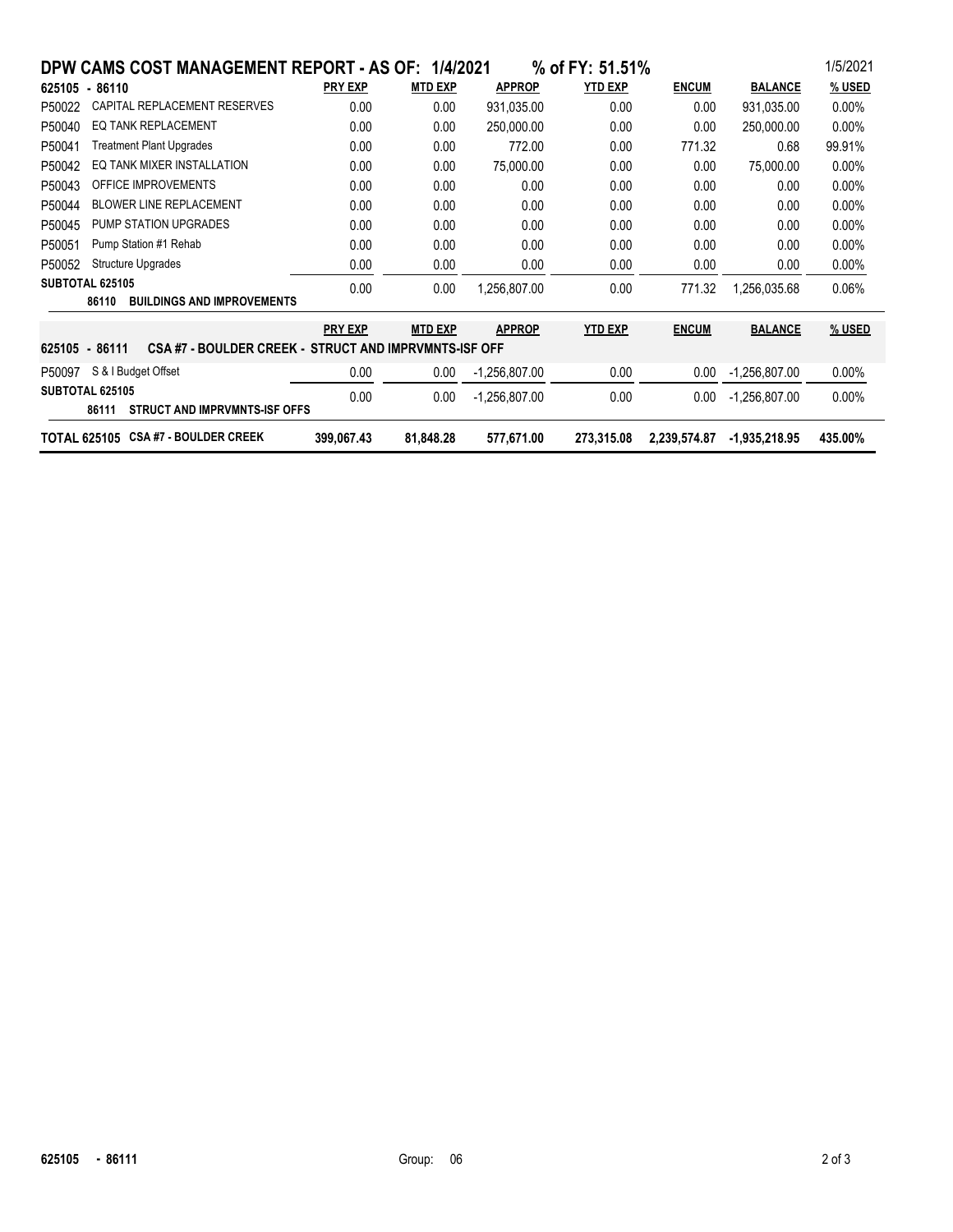## DPW CAMS COST MANAGEMENT REPORT - AS OF: 1/4/2021 % of FY: 51.51%

1/5/2021

| 625105 - 86110 | | PRY EXP | MTD EXP | APPROP | YTD EXP | ENCUM | BALANCE | % USED |
|---|---|---|---|---|---|---|---|---|
| P50022 | CAPITAL REPLACEMENT RESERVES | 0.00 | 0.00 | 931,035.00 | 0.00 | 0.00 | 931,035.00 | 0.00% |
| P50040 | EQ TANK REPLACEMENT | 0.00 | 0.00 | 250,000.00 | 0.00 | 0.00 | 250,000.00 | 0.00% |
| P50041 | Treatment Plant Upgrades | 0.00 | 0.00 | 772.00 | 0.00 | 771.32 | 0.68 | 99.91% |
| P50042 | EQ TANK MIXER INSTALLATION | 0.00 | 0.00 | 75,000.00 | 0.00 | 0.00 | 75,000.00 | 0.00% |
| P50043 | OFFICE IMPROVEMENTS | 0.00 | 0.00 | 0.00 | 0.00 | 0.00 | 0.00 | 0.00% |
| P50044 | BLOWER LINE REPLACEMENT | 0.00 | 0.00 | 0.00 | 0.00 | 0.00 | 0.00 | 0.00% |
| P50045 | PUMP STATION UPGRADES | 0.00 | 0.00 | 0.00 | 0.00 | 0.00 | 0.00 | 0.00% |
| P50051 | Pump Station #1 Rehab | 0.00 | 0.00 | 0.00 | 0.00 | 0.00 | 0.00 | 0.00% |
| P50052 | Structure Upgrades | 0.00 | 0.00 | 0.00 | 0.00 | 0.00 | 0.00 | 0.00% |
| **SUBTOTAL 625105** | **86110 BUILDINGS AND IMPROVEMENTS** | 0.00 | 0.00 | 1,256,807.00 | 0.00 | 771.32 | 1,256,035.68 | 0.06% |

| 625105 - 86111 | CSA #7 - BOULDER CREEK - STRUCT AND IMPRVMNTS-ISF OFF | PRY EXP | MTD EXP | APPROP | YTD EXP | ENCUM | BALANCE | % USED |
|---|---|---|---|---|---|---|---|---|
| P50097 | S & I Budget Offset | 0.00 | 0.00 | -1,256,807.00 | 0.00 | 0.00 | -1,256,807.00 | 0.00% |
| **SUBTOTAL 625105** | **86111 STRUCT AND IMPRVMNTS-ISF OFFS** | 0.00 | 0.00 | -1,256,807.00 | 0.00 | 0.00 | -1,256,807.00 | 0.00% |
| **TOTAL 625105** | **CSA #7 - BOULDER CREEK** | **399,067.43** | **81,848.28** | **577,671.00** | **273,315.08** | **2,239,574.87** | **-1,935,218.95** | **435.00%** |

**625105 - 86111** Group: 06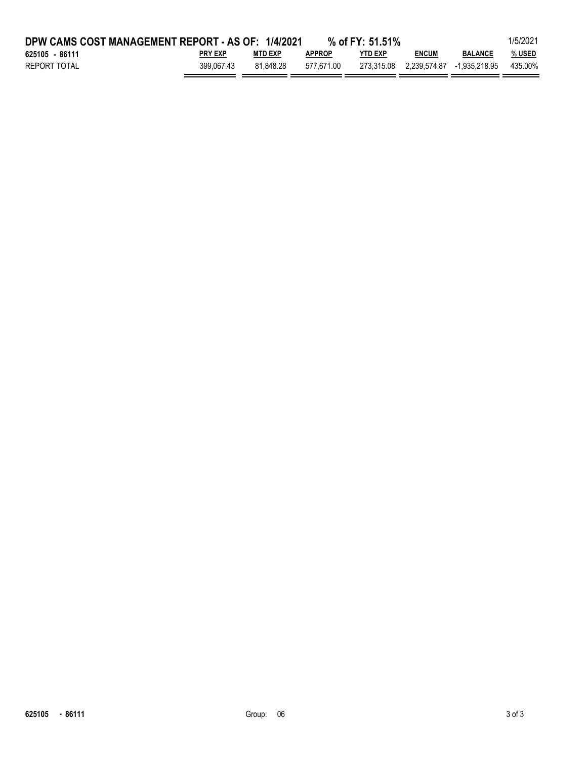# DPW CAMS COST MANAGEMENT REPORT - AS OF: 1/4/2021 % of FY: 51.51%

1/5/2021

| 625105 - 86111 | PRY EXP | MTD EXP | APPROP | YTD EXP | ENCUM | BALANCE | % USED |
|---|---|---|---|---|---|---|---|
| REPORT TOTAL | 399,067.43 | 81,848.28 | 577,671.00 | 273,315.08 | 2,239,574.87 | -1,935,218.95 | 435.00% |

625105 - 86111 Group: 06